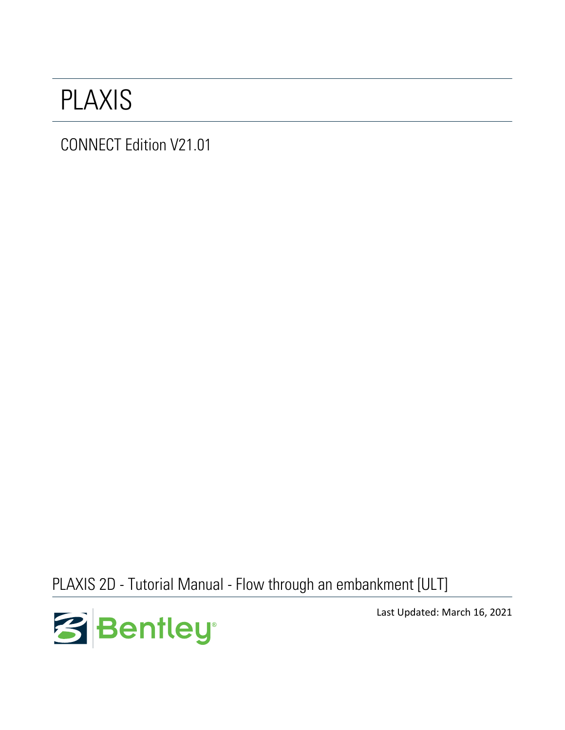# PLAXIS

CONNECT Edition V21.01

PLAXIS 2D - Tutorial Manual - Flow through an embankment [ULT]

Bentley

Last Updated: March 16, 2021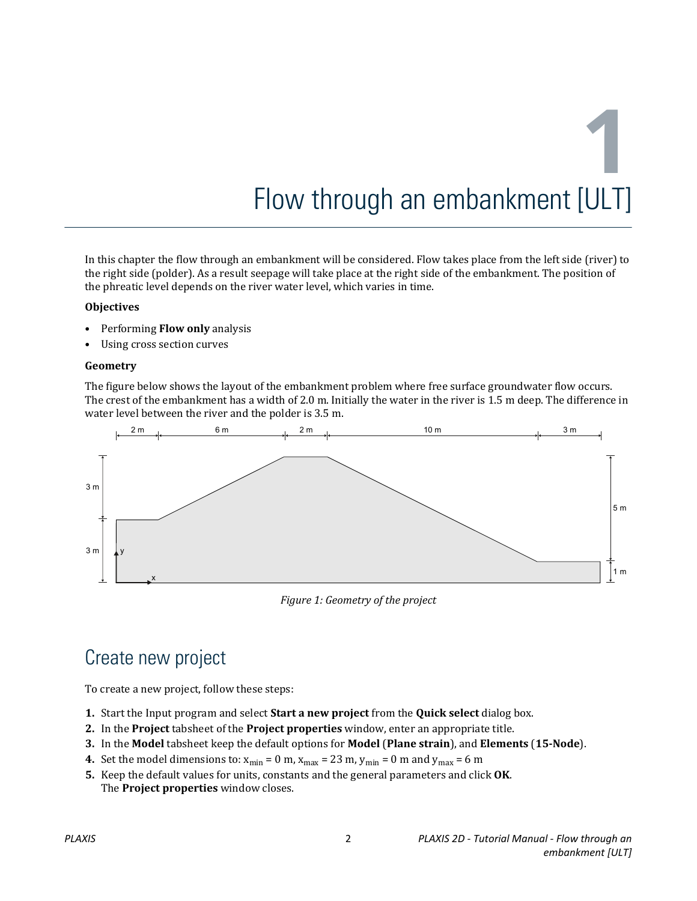# 1 Flow through an embankment [ULT]

In this chapter the flow through an embankment will be considered. Flow takes place from the left side (river) to the right side (polder). As a result seepage will take place at the right side of the embankment. The position of the phreatic level depends on the river water level, which varies in time.

**Objectives**

- Performing **Flow only** analysis
- Using cross section curves

**Geometry**

The figure below shows the layout of the embankment problem where free surface groundwater flow occurs. The crest of the embankment has a width of 2.0 m. Initially the water in the river is 1.5 m deep. The difference in water level between the river and the polder is 3.5 m.

*Figure 1: Geometry of the project*

## Create new project

To create a new project, follow these steps:

1. Start the Input program and select **Start a new project** from the **Quick select** dialog box.
2. In the **Project** tabsheet of the **Project properties** window, enter an appropriate title.
3. In the **Model** tabsheet keep the default options for **Model** (**Plane strain**), and **Elements** (**15-Node**).
4. Set the model dimensions to: $x_{min}$ = 0 m, $x_{max}$ = 23 m, $y_{min}$ = 0 m and $y_{max}$ = 6 m
5. Keep the default values for units, constants and the general parameters and click **OK**.
   The **Project properties** window closes.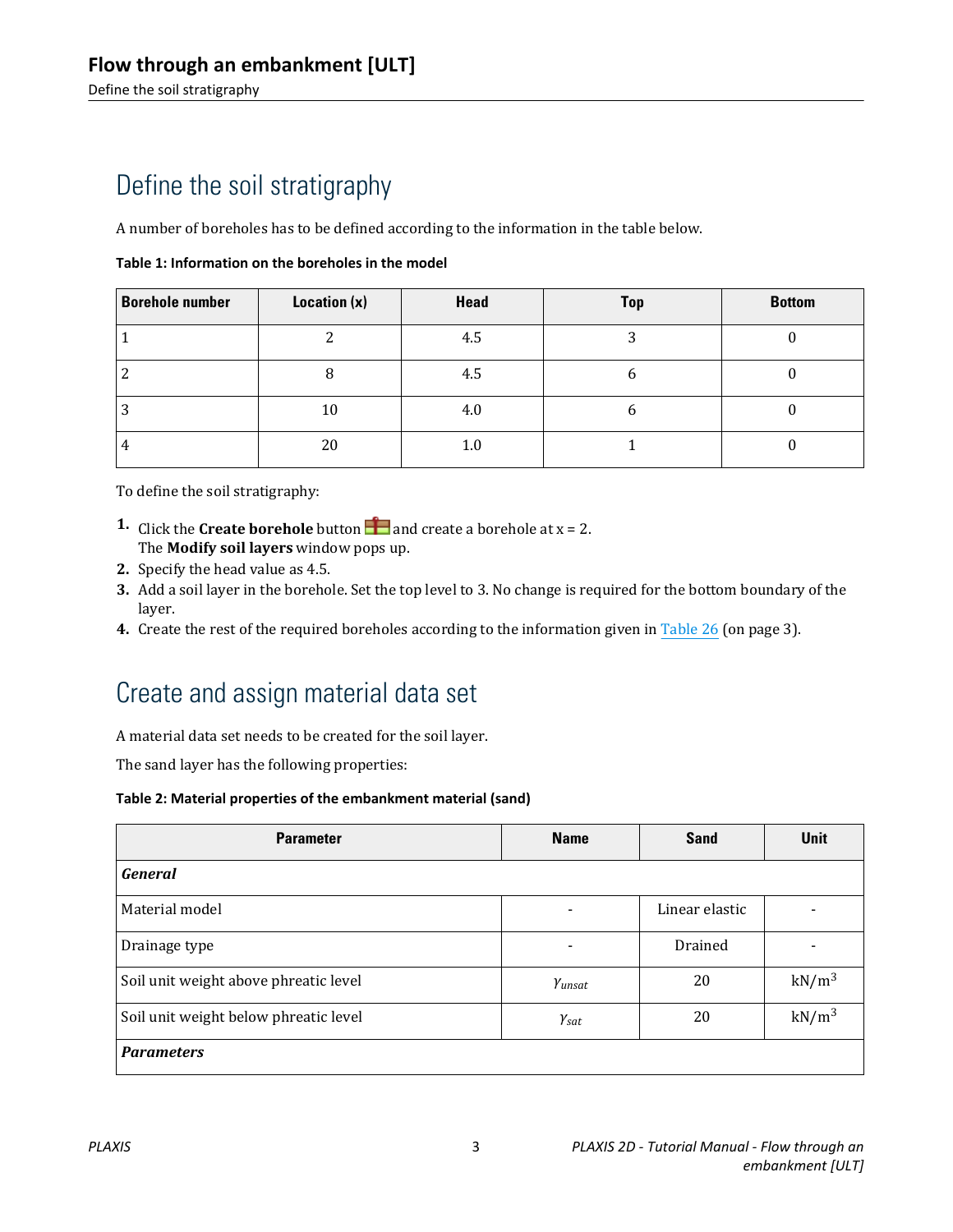## Define the soil stratigraphy

A number of boreholes has to be defined according to the information in the table below.

**Table 1: Information on the boreholes in the model**

| Borehole number | Location (x) | Head | Top | Bottom |
|---|---|---|---|---|
| 1 | 2 | 4.5 | 3 | 0 |
| 2 | 8 | 4.5 | 6 | 0 |
| 3 | 10 | 4.0 | 6 | 0 |
| 4 | 20 | 1.0 | 1 | 0 |

To define the soil stratigraphy:

1. Click the **Create borehole** button and create a borehole at x = 2.
   The **Modify soil layers** window pops up.
2. Specify the head value as 4.5.
3. Add a soil layer in the borehole. Set the top level to 3. No change is required for the bottom boundary of the layer.
4. Create the rest of the required boreholes according to the information given in Table 26 (on page 3).

## Create and assign material data set

A material data set needs to be created for the soil layer.

The sand layer has the following properties:

**Table 2: Material properties of the embankment material (sand)**

| Parameter | Name | Sand | Unit |
|---|---|---|---|
| ***General*** | | | |
| Material model | - | Linear elastic | - |
| Drainage type | - | Drained | - |
| Soil unit weight above phreatic level | $\gamma_{unsat}$ | 20 | $kN/m^3$ |
| Soil unit weight below phreatic level | $\gamma_{sat}$ | 20 | $kN/m^3$ |
| ***Parameters*** | | | |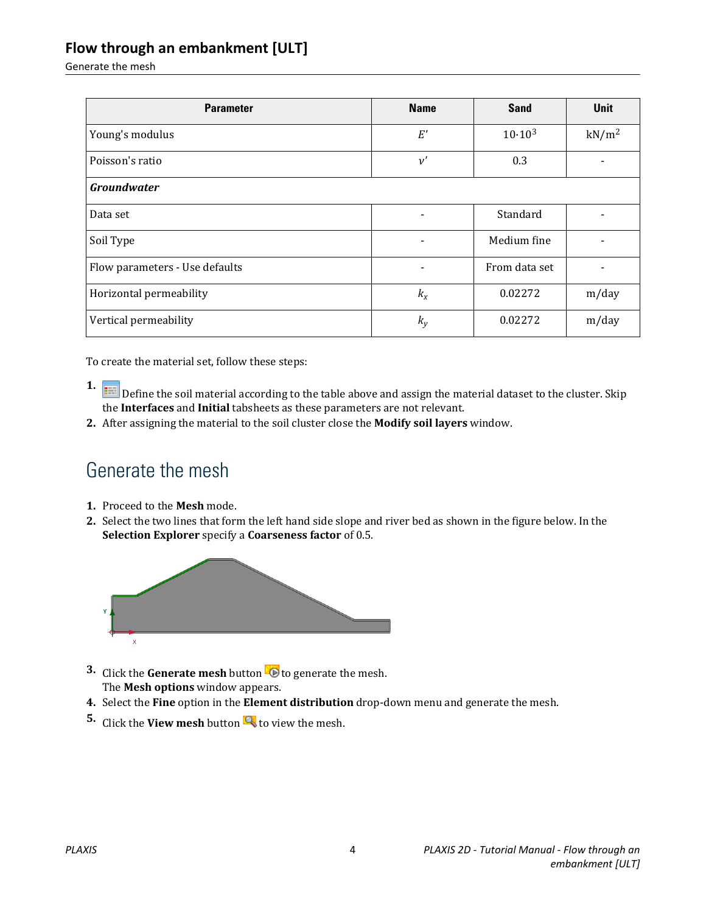| Parameter | Name | Sand | Unit |
|---|---|---|---|
| Young's modulus | $E'$ | $10 \cdot 10^3$ | kN/m$^2$ |
| Poisson's ratio | $\nu'$ | 0.3 | - |
| ***Groundwater*** | | | |
| Data set | - | Standard | - |
| Soil Type | - | Medium fine | - |
| Flow parameters - Use defaults | - | From data set | - |
| Horizontal permeability | $k_x$ | 0.02272 | m/day |
| Vertical permeability | $k_y$ | 0.02272 | m/day |

To create the material set, follow these steps:

1. Define the soil material according to the table above and assign the material dataset to the cluster. Skip the **Interfaces** and **Initial** tabsheets as these parameters are not relevant.
2. After assigning the material to the soil cluster close the **Modify soil layers** window.

## Generate the mesh

1. Proceed to the **Mesh** mode.
2. Select the two lines that form the left hand side slope and river bed as shown in the figure below. In the **Selection Explorer** specify a **Coarseness factor** of 0.5.
3. Click the **Generate mesh** button to generate the mesh.
   The **Mesh options** window appears.
4. Select the **Fine** option in the **Element distribution** drop-down menu and generate the mesh.
5. Click the **View mesh** button to view the mesh.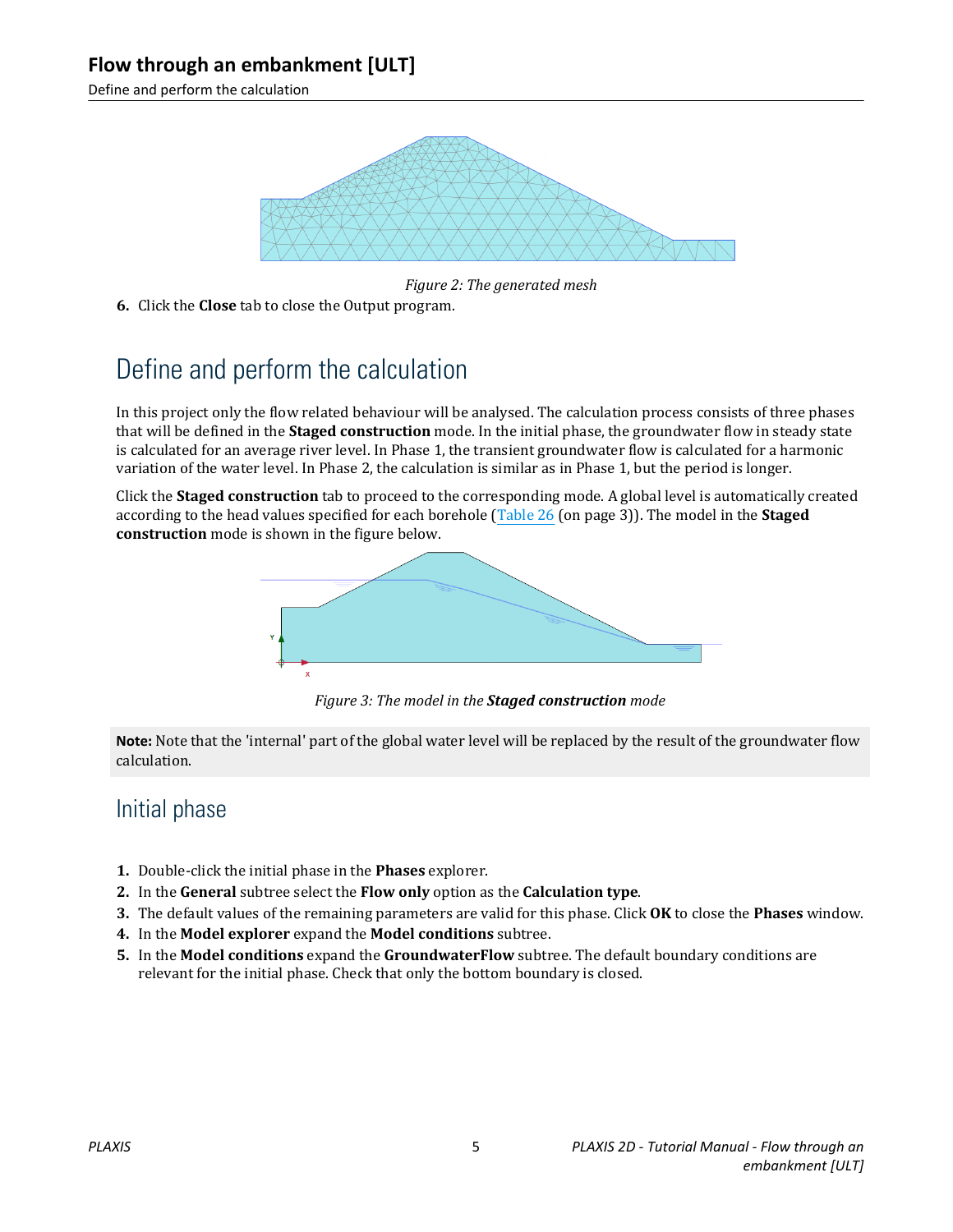Figure 2: The generated mesh

6. Click the **Close** tab to close the Output program.

## Define and perform the calculation

In this project only the flow related behaviour will be analysed. The calculation process consists of three phases that will be defined in the **Staged construction** mode. In the initial phase, the groundwater flow in steady state is calculated for an average river level. In Phase 1, the transient groundwater flow is calculated for a harmonic variation of the water level. In Phase 2, the calculation is similar as in Phase 1, but the period is longer.

Click the **Staged construction** tab to proceed to the corresponding mode. A global level is automatically created according to the head values specified for each borehole (Table 26 (on page 3)). The model in the **Staged construction** mode is shown in the figure below.

*Figure 3: The model in the **Staged construction** mode*

**Note:** Note that the 'internal' part of the global water level will be replaced by the result of the groundwater flow calculation.

### Initial phase

1. Double-click the initial phase in the **Phases** explorer.
2. In the **General** subtree select the **Flow only** option as the **Calculation type**.
3. The default values of the remaining parameters are valid for this phase. Click **OK** to close the **Phases** window.
4. In the **Model explorer** expand the **Model conditions** subtree.
5. In the **Model conditions** expand the **GroundwaterFlow** subtree. The default boundary conditions are relevant for the initial phase. Check that only the bottom boundary is closed.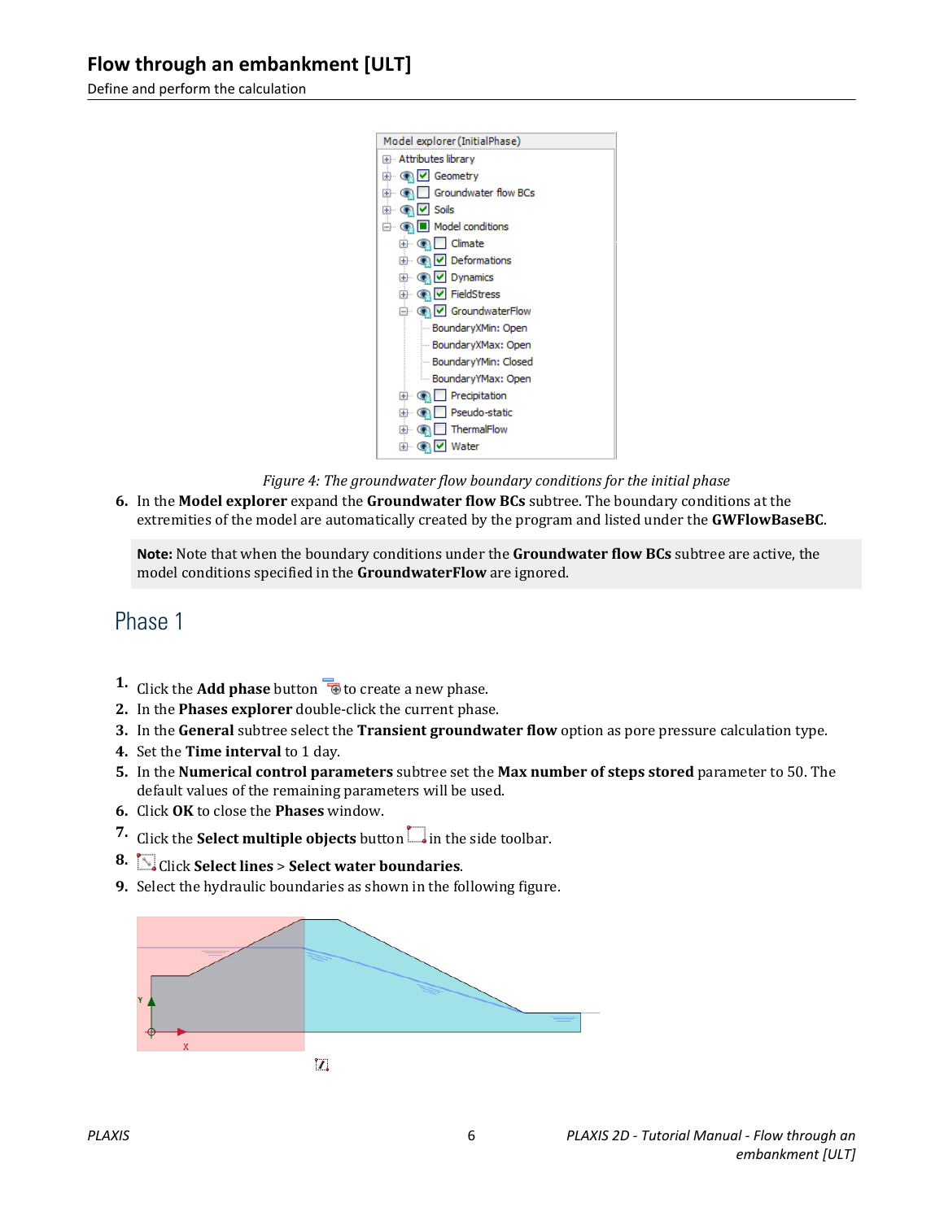Figure 4: The groundwater flow boundary conditions for the initial phase

6. In the **Model explorer** expand the **Groundwater flow BCs** subtree. The boundary conditions at the extremities of the model are automatically created by the program and listed under the **GWFlowBaseBC**.

> **Note:** Note that when the boundary conditions under the **Groundwater flow BCs** subtree are active, the model conditions specified in the **GroundwaterFlow** are ignored.

## Phase 1

1. Click the **Add phase** button to create a new phase.
2. In the **Phases explorer** double-click the current phase.
3. In the **General** subtree select the **Transient groundwater flow** option as pore pressure calculation type.
4. Set the **Time interval** to 1 day.
5. In the **Numerical control parameters** subtree set the **Max number of steps stored** parameter to 50. The default values of the remaining parameters will be used.
6. Click **OK** to close the **Phases** window.
7. Click the **Select multiple objects** button in the side toolbar.
8. Click **Select lines** > **Select water boundaries**.
9. Select the hydraulic boundaries as shown in the following figure.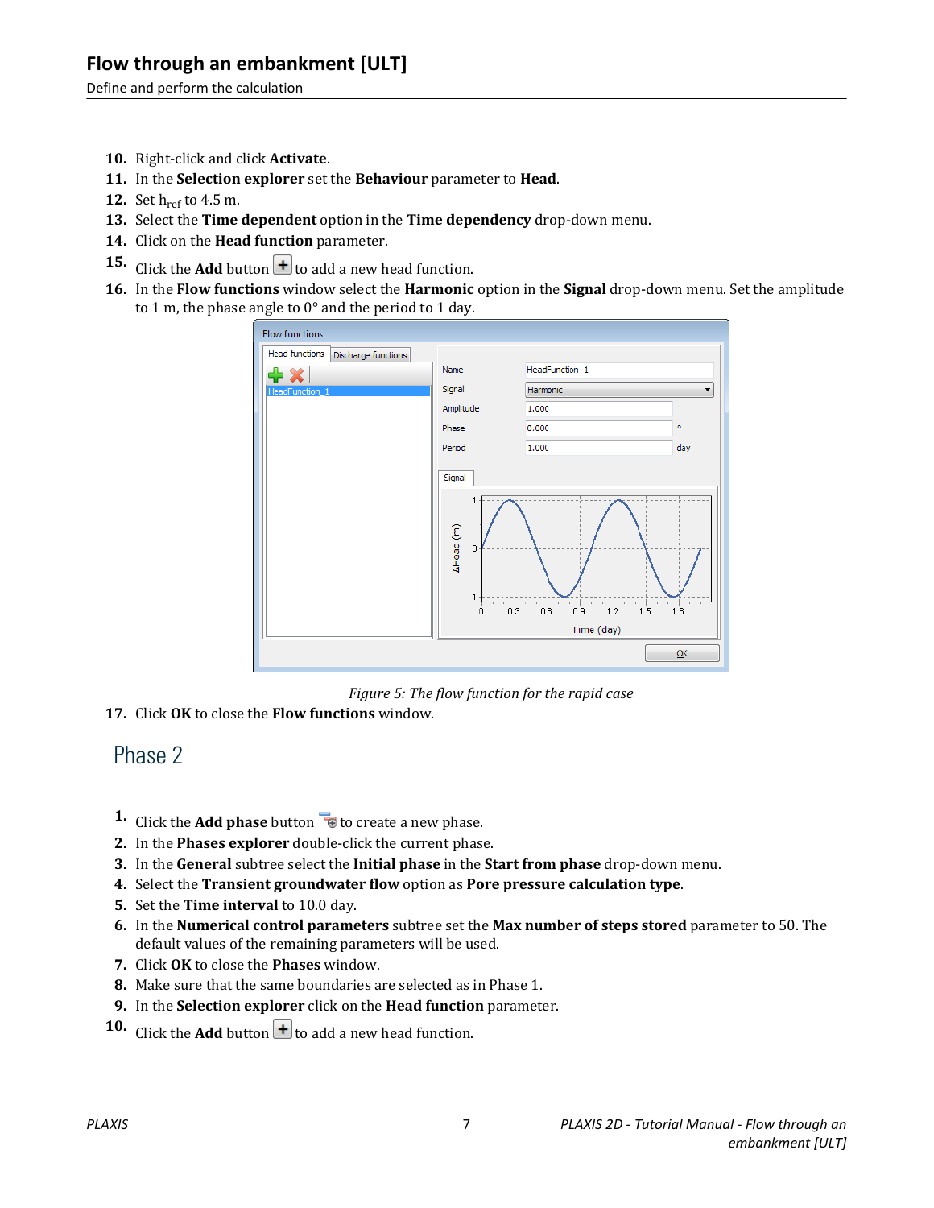10. Right-click and click **Activate**.
11. In the **Selection explorer** set the **Behaviour** parameter to **Head**.
12. Set $h_{ref}$ to 4.5 m.
13. Select the **Time dependent** option in the **Time dependency** drop-down menu.
14. Click on the **Head function** parameter.
15. Click the **Add** button to add a new head function.
16. In the **Flow functions** window select the **Harmonic** option in the **Signal** drop-down menu. Set the amplitude to 1 m, the phase angle to 0° and the period to 1 day.

*Figure 5: The flow function for the rapid case*

17. Click **OK** to close the **Flow functions** window.

## Phase 2

1. Click the **Add phase** button to create a new phase.
2. In the **Phases explorer** double-click the current phase.
3. In the **General** subtree select the **Initial phase** in the **Start from phase** drop-down menu.
4. Select the **Transient groundwater flow** option as **Pore pressure calculation type**.
5. Set the **Time interval** to 10.0 day.
6. In the **Numerical control parameters** subtree set the **Max number of steps stored** parameter to 50. The default values of the remaining parameters will be used.
7. Click **OK** to close the **Phases** window.
8. Make sure that the same boundaries are selected as in Phase 1.
9. In the **Selection explorer** click on the **Head function** parameter.
10. Click the **Add** button to add a new head function.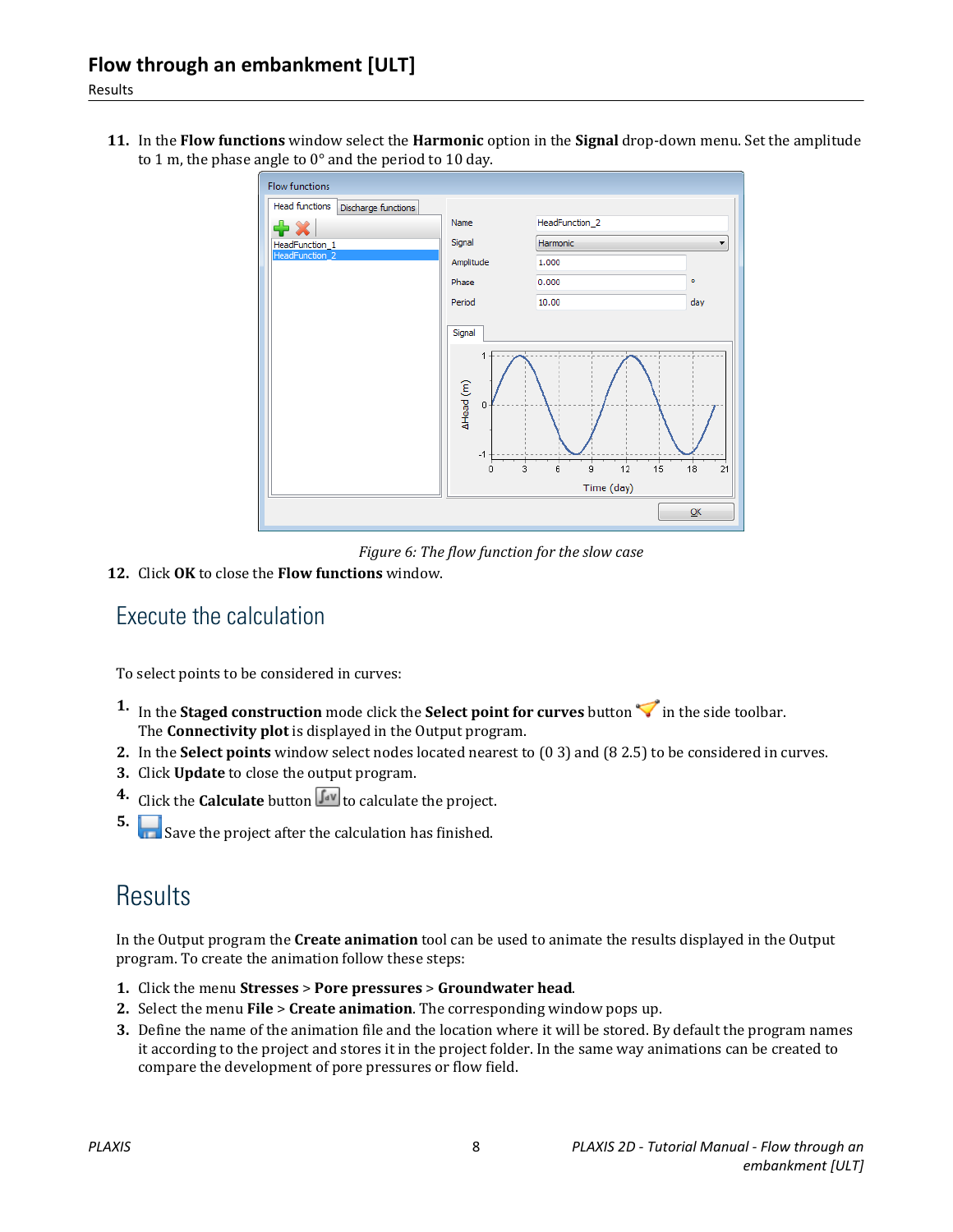11. In the **Flow functions** window select the **Harmonic** option in the **Signal** drop-down menu. Set the amplitude to 1 m, the phase angle to 0° and the period to 10 day.

*Figure 6: The flow function for the slow case*

12. Click **OK** to close the **Flow functions** window.

## Execute the calculation

To select points to be considered in curves:

1. In the **Staged construction** mode click the **Select point for curves** button in the side toolbar. The **Connectivity plot** is displayed in the Output program.
2. In the **Select points** window select nodes located nearest to (0 3) and (8 2.5) to be considered in curves.
3. Click **Update** to close the output program.
4. Click the **Calculate** button to calculate the project.
5. Save the project after the calculation has finished.

# Results

In the Output program the **Create animation** tool can be used to animate the results displayed in the Output program. To create the animation follow these steps:

1. Click the menu **Stresses** > **Pore pressures** > **Groundwater head**.
2. Select the menu **File** > **Create animation**. The corresponding window pops up.
3. Define the name of the animation file and the location where it will be stored. By default the program names it according to the project and stores it in the project folder. In the same way animations can be created to compare the development of pore pressures or flow field.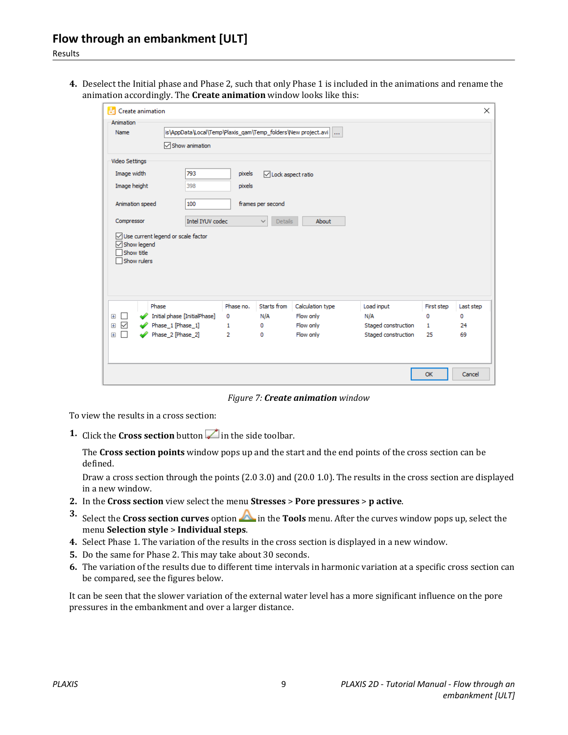4. Deselect the Initial phase and Phase 2, such that only Phase 1 is included in the animations and rename the animation accordingly. The **Create animation** window looks like this:

*Figure 7: **Create animation** window*

To view the results in a cross section:

1. Click the **Cross section** button in the side toolbar.

   The **Cross section points** window pops up and the start and the end points of the cross section can be defined.

   Draw a cross section through the points (2.0 3.0) and (20.0 1.0). The results in the cross section are displayed in a new window.
2. In the **Cross section** view select the menu **Stresses** > **Pore pressures** > **p active**.
3. Select the **Cross section curves** option in the **Tools** menu. After the curves window pops up, select the menu **Selection style** > **Individual steps**.
4. Select Phase 1. The variation of the results in the cross section is displayed in a new window.
5. Do the same for Phase 2. This may take about 30 seconds.
6. The variation of the results due to different time intervals in harmonic variation at a specific cross section can be compared, see the figures below.

It can be seen that the slower variation of the external water level has a more significant influence on the pore pressures in the embankment and over a larger distance.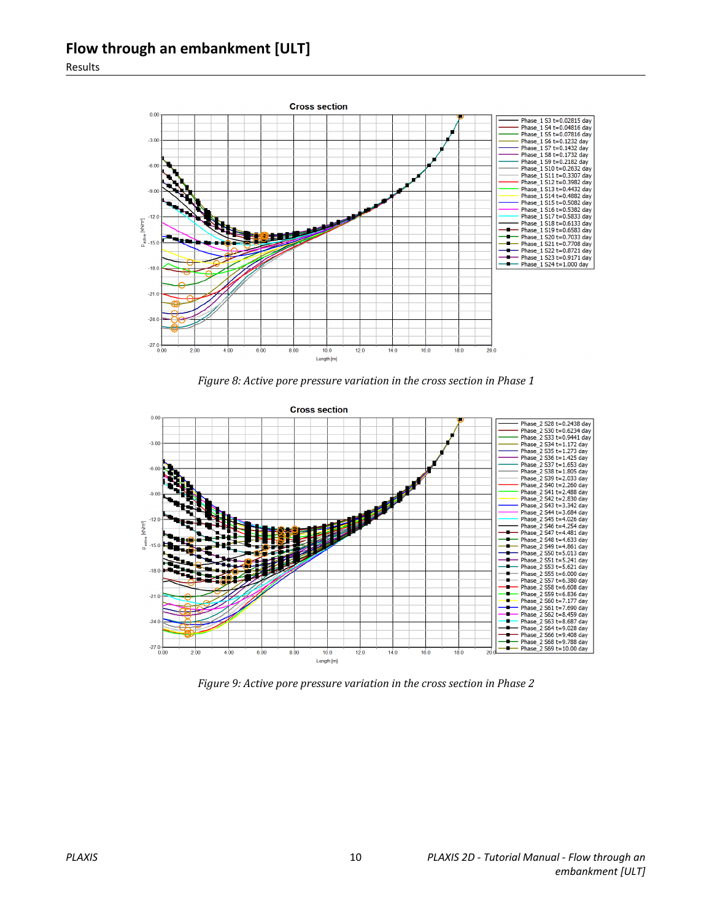Cross section

0.00
-3.00
-6.00
-9.00
-12.0
-15.0
-18.0
-21.0
-24.0
-27.0

$p_{active}$ [kN/m²]

0.00 2.00 4.00 6.00 8.00 10.0 12.0 14.0 16.0 18.0 20.0

Length [m]

Phase_1 S3 t=0.02815 day
Phase_1 S4 t=0.04816 day
Phase_1 S5 t=0.07816 day
Phase_1 S6 t=0.1232 day
Phase_1 S7 t=0.1432 day
Phase_1 S8 t=0.1732 day
Phase_1 S9 t=0.2182 day
Phase_1 S10 t=0.2632 day
Phase_1 S11 t=0.3307 day
Phase_1 S12 t=0.3982 day
Phase_1 S13 t=0.4432 day
Phase_1 S14 t=0.4882 day
Phase_1 S15 t=0.5082 day
Phase_1 S16 t=0.5382 day
Phase_1 S17 t=0.5833 day
Phase_1 S18 t=0.6133 day
Phase_1 S19 t=0.6583 day
Phase_1 S20 t=0.7033 day
Phase_1 S21 t=0.7708 day
Phase_1 S22 t=0.8721 day
Phase_1 S23 t=0.9171 day
Phase_1 S24 t=1.000 day

*Figure 8: Active pore pressure variation in the cross section in Phase 1*

Cross section

0.00
-3.00
-6.00
-9.00
-12.0
-15.0
-18.0
-21.0
-24.0
-27.0

$p_{active}$ [kN/m²]

0.00 2.00 4.00 6.00 8.00 10.0 12.0 14.0 16.0 18.0 20.0

Length [m]

Phase_2 S28 t=0.2438 day
Phase_2 S30 t=0.6234 day
Phase_2 S33 t=0.9441 day
Phase_2 S34 t=1.172 day
Phase_2 S35 t=1.273 day
Phase_2 S36 t=1.425 day
Phase_2 S37 t=1.653 day
Phase_2 S38 t=1.805 day
Phase_2 S39 t=2.033 day
Phase_2 S40 t=2.260 day
Phase_2 S41 t=2.488 day
Phase_2 S42 t=2.830 day
Phase_2 S43 t=3.342 day
Phase_2 S44 t=3.684 day
Phase_2 S45 t=4.026 day
Phase_2 S46 t=4.254 day
Phase_2 S47 t=4.481 day
Phase_2 S48 t=4.633 day
Phase_2 S49 t=4.861 day
Phase_2 S50 t=5.013 day
Phase_2 S51 t=5.241 day
Phase_2 S53 t=5.621 day
Phase_2 S55 t=6.000 day
Phase_2 S57 t=6.380 day
Phase_2 S58 t=6.608 day
Phase_2 S59 t=6.836 day
Phase_2 S60 t=7.177 day
Phase_2 S61 t=7.690 day
Phase_2 S62 t=8.459 day
Phase_2 S63 t=8.687 day
Phase_2 S64 t=9.028 day
Phase_2 S66 t=9.408 day
Phase_2 S68 t=9.788 day
Phase_2 S69 t=10.00 day

*Figure 9: Active pore pressure variation in the cross section in Phase 2*